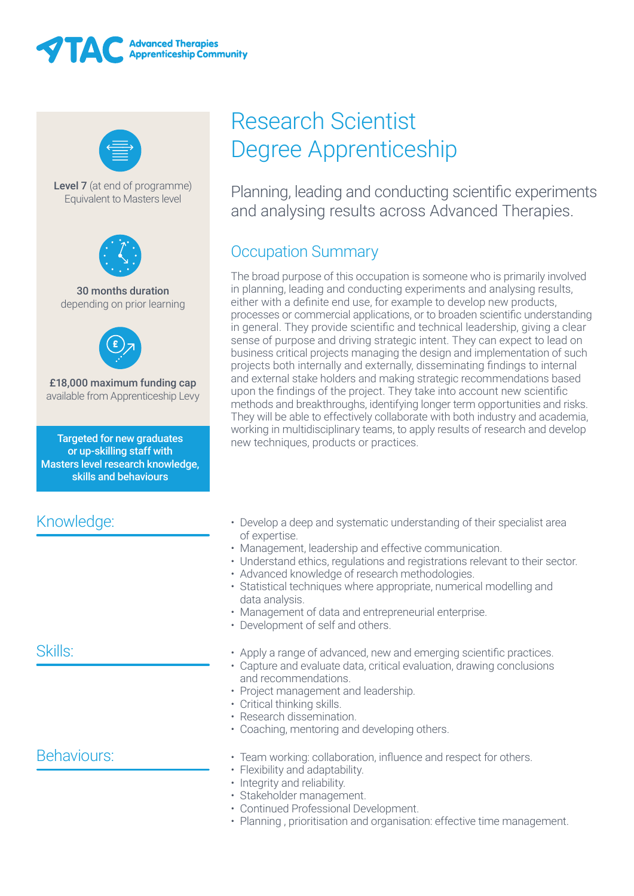**ATAC** Advanced Therapies Apprenticeship Community

# Research Scientist Degree Apprenticeship

Planning, leading and conducting scientific experiments and analysing results across Advanced Therapies.

**Level 7** (at end of programme)
Equivalent to Masters level

**30 months duration**
depending on prior learning

**£18,000 maximum funding cap**
available from Apprenticeship Levy

**Targeted for new graduates or up-skilling staff with Masters level research knowledge, skills and behaviours**

## Occupation Summary

The broad purpose of this occupation is someone who is primarily involved in planning, leading and conducting experiments and analysing results, either with a definite end use, for example to develop new products, processes or commercial applications, or to broaden scientific understanding in general. They provide scientific and technical leadership, giving a clear sense of purpose and driving strategic intent. They can expect to lead on business critical projects managing the design and implementation of such projects both internally and externally, disseminating findings to internal and external stake holders and making strategic recommendations based upon the findings of the project. They take into account new scientific methods and breakthroughs, identifying longer term opportunities and risks. They will be able to effectively collaborate with both industry and academia, working in multidisciplinary teams, to apply results of research and develop new techniques, products or practices.

## Knowledge:

- Develop a deep and systematic understanding of their specialist area of expertise.
- Management, leadership and effective communication.
- Understand ethics, regulations and registrations relevant to their sector.
- Advanced knowledge of research methodologies.
- Statistical techniques where appropriate, numerical modelling and data analysis.
- Management of data and entrepreneurial enterprise.
- Development of self and others.

## Skills:

- Apply a range of advanced, new and emerging scientific practices.
- Capture and evaluate data, critical evaluation, drawing conclusions and recommendations.
- Project management and leadership.
- Critical thinking skills.
- Research dissemination.
- Coaching, mentoring and developing others.

## Behaviours:

- Team working: collaboration, influence and respect for others.
- Flexibility and adaptability.
- Integrity and reliability.
- Stakeholder management.
- Continued Professional Development.
- Planning , prioritisation and organisation: effective time management.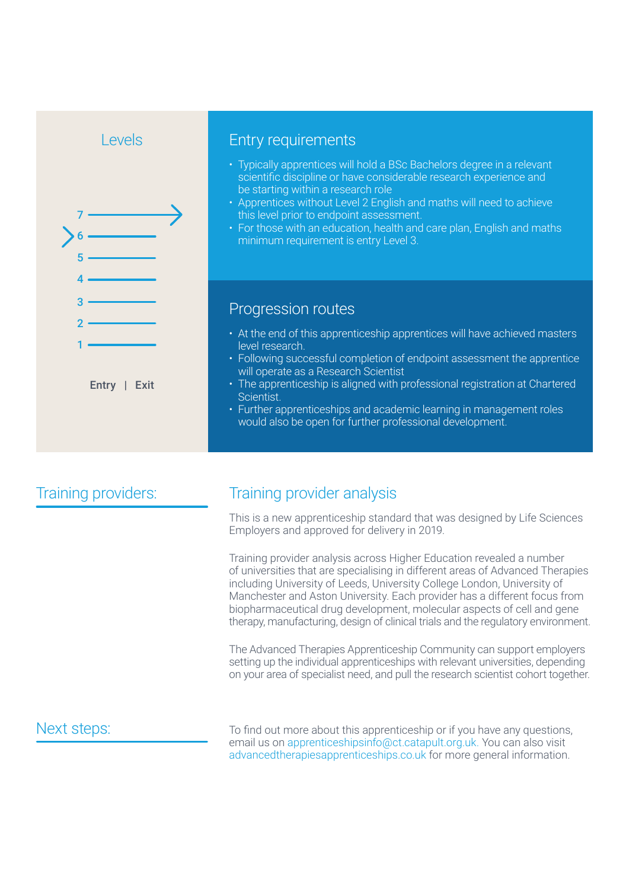## Levels

7
6
5
4
3
2
1

**Entry** | **Exit**

## Entry requirements

- Typically apprentices will hold a BSc Bachelors degree in a relevant scientific discipline or have considerable research experience and be starting within a research role
- Apprentices without Level 2 English and maths will need to achieve this level prior to endpoint assessment.
- For those with an education, health and care plan, English and maths minimum requirement is entry Level 3.

## Progression routes

- At the end of this apprenticeship apprentices will have achieved masters level research.
- Following successful completion of endpoint assessment the apprentice will operate as a Research Scientist
- The apprenticeship is aligned with professional registration at Chartered Scientist.
- Further apprenticeships and academic learning in management roles would also be open for further professional development.

## Training providers:

## Training provider analysis

This is a new apprenticeship standard that was designed by Life Sciences Employers and approved for delivery in 2019.

Training provider analysis across Higher Education revealed a number of universities that are specialising in different areas of Advanced Therapies including University of Leeds, University College London, University of Manchester and Aston University. Each provider has a different focus from biopharmaceutical drug development, molecular aspects of cell and gene therapy, manufacturing, design of clinical trials and the regulatory environment.

The Advanced Therapies Apprenticeship Community can support employers setting up the individual apprenticeships with relevant universities, depending on your area of specialist need, and pull the research scientist cohort together.

## Next steps:

To find out more about this apprenticeship or if you have any questions, email us on apprenticeshipsinfo@ct.catapult.org.uk. You can also visit advancedtherapiesapprenticeships.co.uk for more general information.